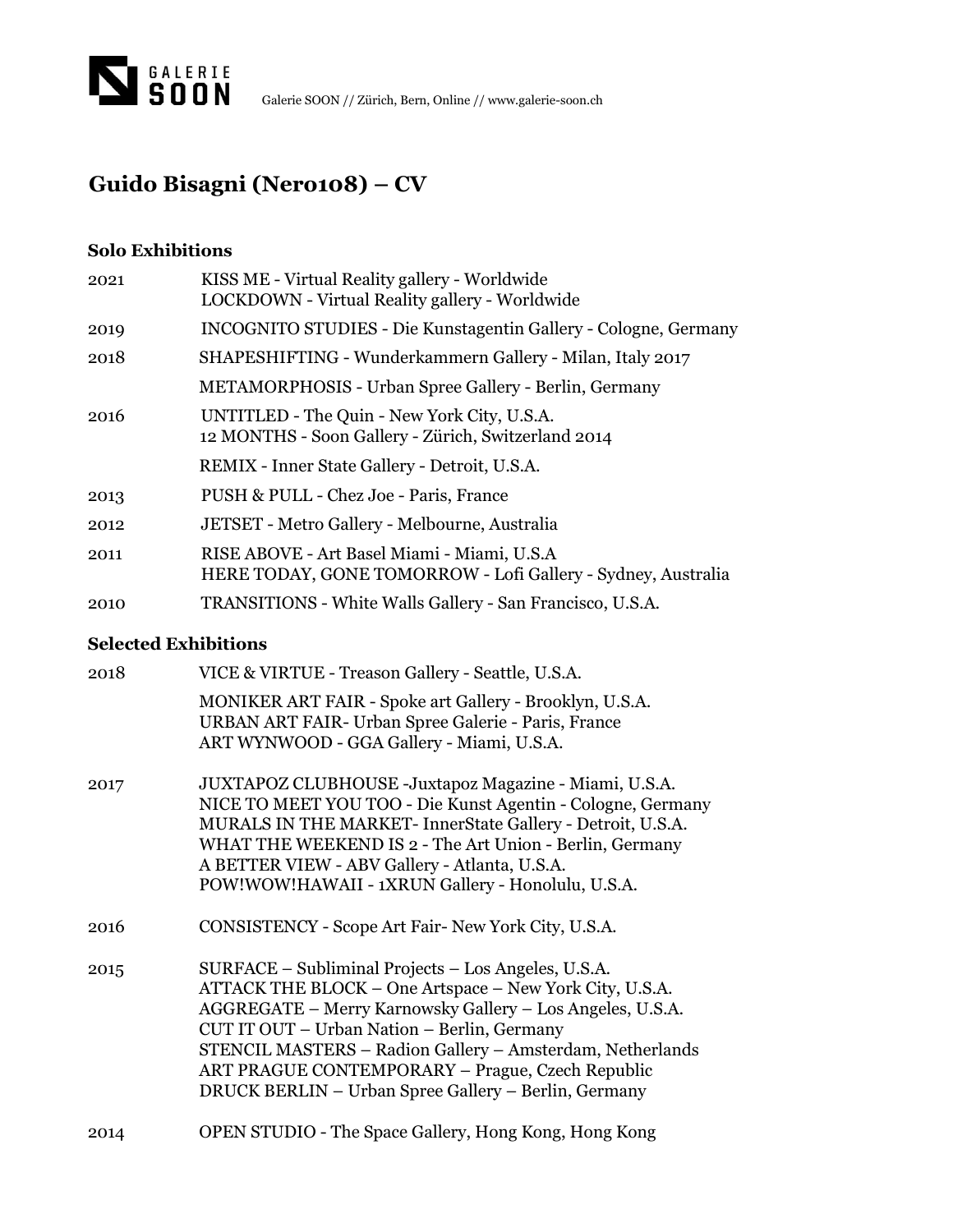Galerie SOON // Zürich, Bern, Online // www.galerie-soon.ch

# Guido Bisagni (Nero108) – CV

## Solo Exhibitions

2021 KISS ME - Virtual Reality gallery - Worldwide
LOCKDOWN - Virtual Reality gallery - Worldwide

2019 INCOGNITO STUDIES - Die Kunstagentin Gallery - Cologne, Germany

2018 SHAPESHIFTING - Wunderkammern Gallery - Milan, Italy 2017
METAMORPHOSIS - Urban Spree Gallery - Berlin, Germany

2016 UNTITLED - The Quin - New York City, U.S.A.
12 MONTHS - Soon Gallery - Zürich, Switzerland 2014
REMIX - Inner State Gallery - Detroit, U.S.A.

2013 PUSH & PULL - Chez Joe - Paris, France

2012 JETSET - Metro Gallery - Melbourne, Australia

2011 RISE ABOVE - Art Basel Miami - Miami, U.S.A
HERE TODAY, GONE TOMORROW - Lofi Gallery - Sydney, Australia

2010 TRANSITIONS - White Walls Gallery - San Francisco, U.S.A.

## Selected Exhibitions

2018 VICE & VIRTUE - Treason Gallery - Seattle, U.S.A.
MONIKER ART FAIR - Spoke art Gallery - Brooklyn, U.S.A.
URBAN ART FAIR- Urban Spree Galerie - Paris, France
ART WYNWOOD - GGA Gallery - Miami, U.S.A.

2017 JUXTAPOZ CLUBHOUSE -Juxtapoz Magazine - Miami, U.S.A.
NICE TO MEET YOU TOO - Die Kunst Agentin - Cologne, Germany
MURALS IN THE MARKET- InnerState Gallery - Detroit, U.S.A.
WHAT THE WEEKEND IS 2 - The Art Union - Berlin, Germany
A BETTER VIEW - ABV Gallery - Atlanta, U.S.A.
POW!WOW!HAWAII - 1XRUN Gallery - Honolulu, U.S.A.

2016 CONSISTENCY - Scope Art Fair- New York City, U.S.A.

2015 SURFACE – Subliminal Projects – Los Angeles, U.S.A.
ATTACK THE BLOCK – One Artspace – New York City, U.S.A.
AGGREGATE – Merry Karnowsky Gallery – Los Angeles, U.S.A.
CUT IT OUT – Urban Nation – Berlin, Germany
STENCIL MASTERS – Radion Gallery – Amsterdam, Netherlands
ART PRAGUE CONTEMPORARY – Prague, Czech Republic
DRUCK BERLIN – Urban Spree Gallery – Berlin, Germany

2014 OPEN STUDIO - The Space Gallery, Hong Kong, Hong Kong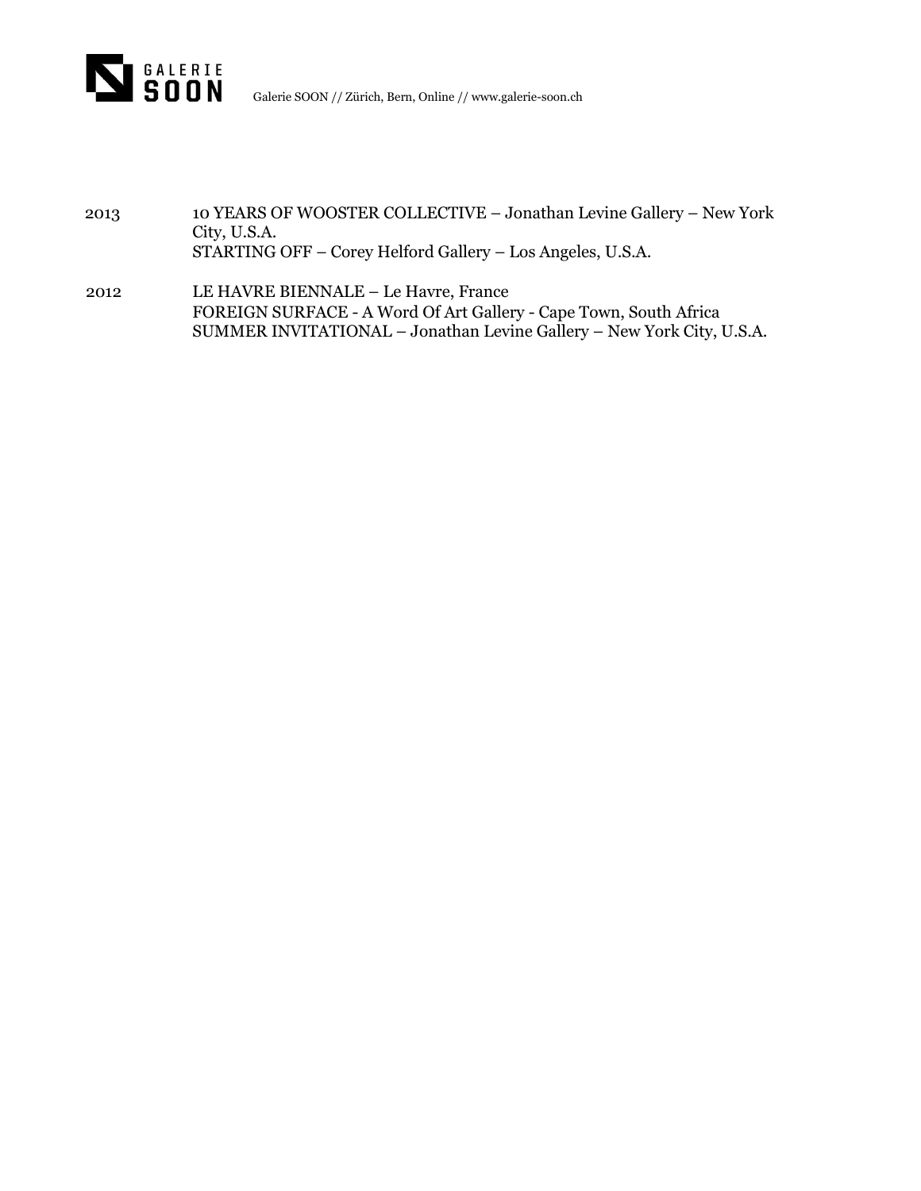2013 10 YEARS OF WOOSTER COLLECTIVE – Jonathan Levine Gallery – New York City, U.S.A.
STARTING OFF – Corey Helford Gallery – Los Angeles, U.S.A.

2012 LE HAVRE BIENNALE – Le Havre, France
FOREIGN SURFACE - A Word Of Art Gallery - Cape Town, South Africa
SUMMER INVITATIONAL – Jonathan Levine Gallery – New York City, U.S.A.